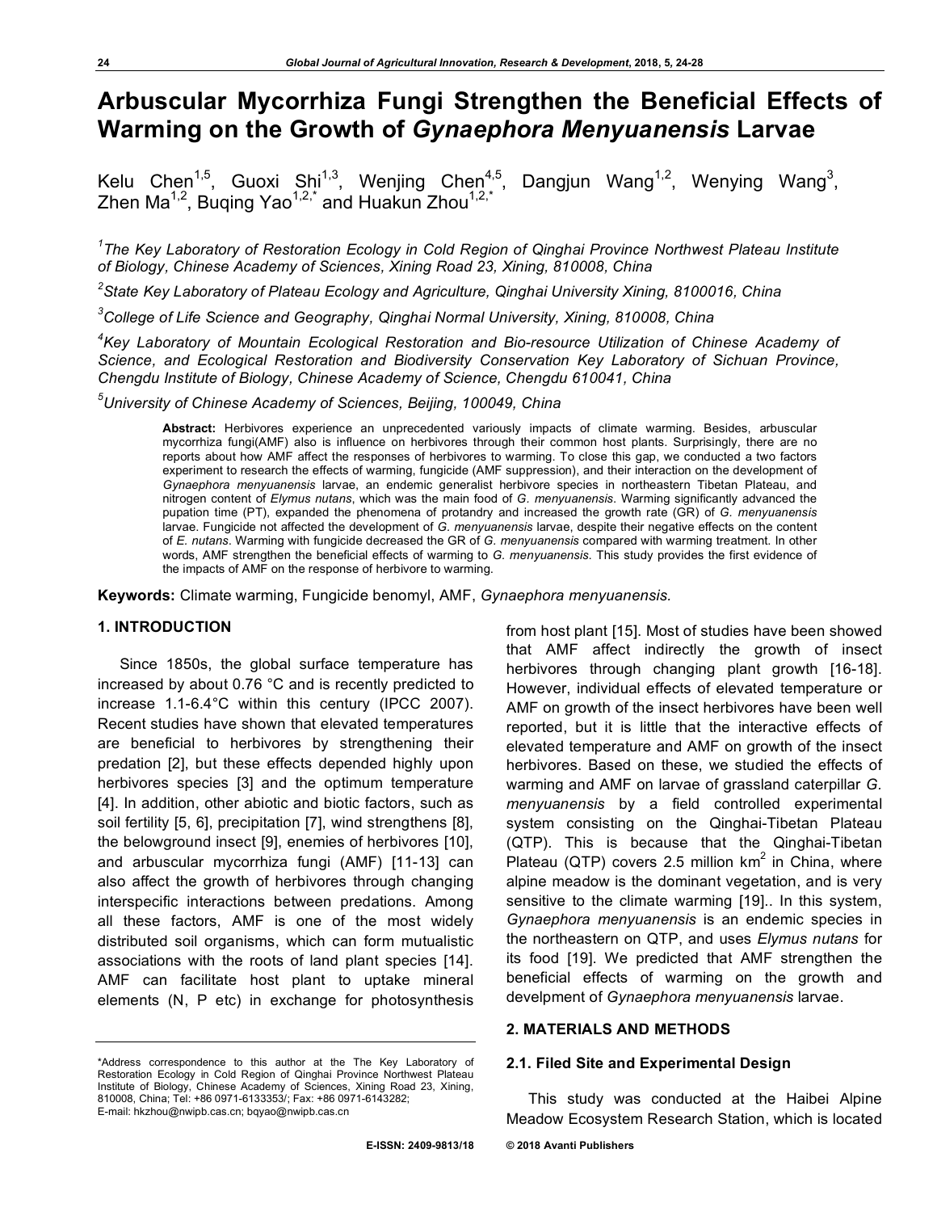# Arbuscular Mycorrhiza Fungi Strengthen the Beneficial Effects of Warming on the Growth of *Gynaephora Menyuanensis* Larvae

Kelu Chen[1,5], Guoxi Shi[1,3], Wenjing Chen[4,5], Dangjun Wang[1,2], Wenying Wang[3], Zhen Ma[1,2], Buqing Yao[1,2,*] and Huakun Zhou[1,2,*]

*[1]The Key Laboratory of Restoration Ecology in Cold Region of Qinghai Province Northwest Plateau Institute of Biology, Chinese Academy of Sciences, Xining Road 23, Xining, 810008, China*

*[2]State Key Laboratory of Plateau Ecology and Agriculture, Qinghai University Xining, 8100016, China*

*[3]College of Life Science and Geography, Qinghai Normal University, Xining, 810008, China*

*[4]Key Laboratory of Mountain Ecological Restoration and Bio-resource Utilization of Chinese Academy of Science, and Ecological Restoration and Biodiversity Conservation Key Laboratory of Sichuan Province, Chengdu Institute of Biology, Chinese Academy of Science, Chengdu 610041, China*

*[5]University of Chinese Academy of Sciences, Beijing, 100049, China*

**Abstract:** Herbivores experience an unprecedented variously impacts of climate warming. Besides, arbuscular mycorrhiza fungi(AMF) also is influence on herbivores through their common host plants. Surprisingly, there are no reports about how AMF affect the responses of herbivores to warming. To close this gap, we conducted a two factors experiment to research the effects of warming, fungicide (AMF suppression), and their interaction on the development of *Gynaephora menyuanensis* larvae, an endemic generalist herbivore species in northeastern Tibetan Plateau, and nitrogen content of *Elymus nutans*, which was the main food of *G. menyuanensis*. Warming significantly advanced the pupation time (PT), expanded the phenomena of protandry and increased the growth rate (GR) of *G. menyuanensis* larvae. Fungicide not affected the development of *G. menyuanensis* larvae, despite their negative effects on the content of *E. nutans*. Warming with fungicide decreased the GR of *G. menyuanensis* compared with warming treatment. In other words, AMF strengthen the beneficial effects of warming to *G. menyuanensis*. This study provides the first evidence of the impacts of AMF on the response of herbivore to warming.

**Keywords:** Climate warming, Fungicide benomyl, AMF, *Gynaephora menyuanensis.*

## 1. INTRODUCTION

Since 1850s, the global surface temperature has increased by about 0.76 °C and is recently predicted to increase 1.1-6.4°C within this century (IPCC 2007). Recent studies have shown that elevated temperatures are beneficial to herbivores by strengthening their predation [2], but these effects depended highly upon herbivores species [3] and the optimum temperature [4]. In addition, other abiotic and biotic factors, such as soil fertility [5, 6], precipitation [7], wind strengthens [8], the belowground insect [9], enemies of herbivores [10], and arbuscular mycorrhiza fungi (AMF) [11-13] can also affect the growth of herbivores through changing interspecific interactions between predations. Among all these factors, AMF is one of the most widely distributed soil organisms, which can form mutualistic associations with the roots of land plant species [14]. AMF can facilitate host plant to uptake mineral elements (N, P etc) in exchange for photosynthesis from host plant [15]. Most of studies have been showed that AMF affect indirectly the growth of insect herbivores through changing plant growth [16-18]. However, individual effects of elevated temperature or AMF on growth of the insect herbivores have been well reported, but it is little that the interactive effects of elevated temperature and AMF on growth of the insect herbivores. Based on these, we studied the effects of warming and AMF on larvae of grassland caterpillar *G. menyuanensis* by a field controlled experimental system consisting on the Qinghai-Tibetan Plateau (QTP). This is because that the Qinghai-Tibetan Plateau (QTP) covers 2.5 million km$^2$ in China, where alpine meadow is the dominant vegetation, and is very sensitive to the climate warming [19].. In this system, *Gynaephora menyuanensis* is an endemic species in the northeastern on QTP, and uses *Elymus nutans* for its food [19]. We predicted that AMF strengthen the beneficial effects of warming on the growth and develpment of *Gynaephora menyuanensis* larvae.

## 2. MATERIALS AND METHODS

### 2.1. Filed Site and Experimental Design

This study was conducted at the Haibei Alpine Meadow Ecosystem Research Station, which is located

*Address correspondence to this author at the The Key Laboratory of Restoration Ecology in Cold Region of Qinghai Province Northwest Plateau Institute of Biology, Chinese Academy of Sciences, Xining Road 23, Xining, 810008, China; Tel: +86 0971-6133353/; Fax: +86 0971-6143282; E-mail: hkzhou@nwipb.cas.cn; bqyao@nwipb.cas.cn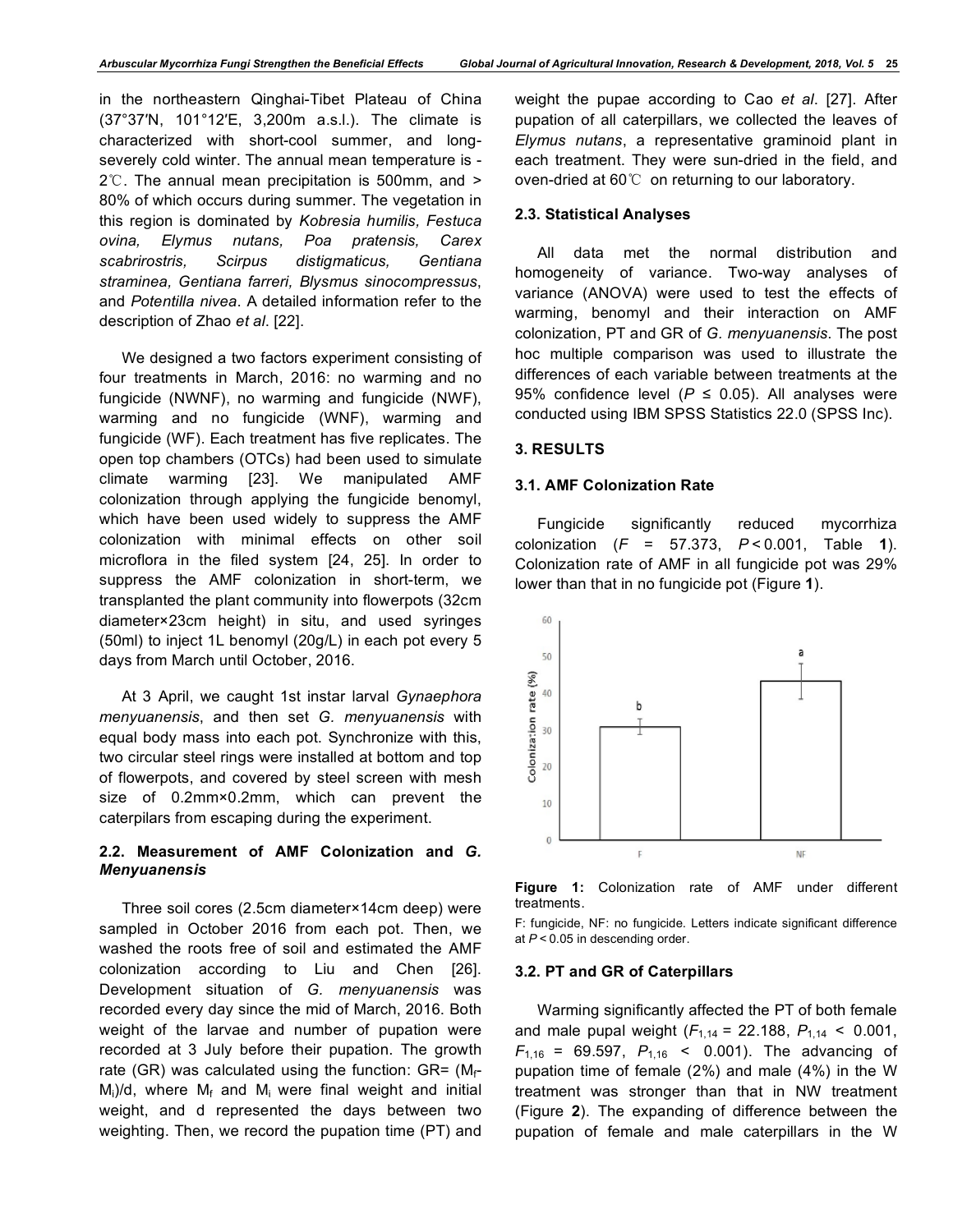in the northeastern Qinghai-Tibet Plateau of China (37°37′N, 101°12′E, 3,200m a.s.l.). The climate is characterized with short-cool summer, and long-severely cold winter. The annual mean temperature is -2℃. The annual mean precipitation is 500mm, and > 80% of which occurs during summer. The vegetation in this region is dominated by *Kobresia humilis, Festuca ovina, Elymus nutans, Poa pratensis, Carex scabrirostris, Scirpus distigmaticus, Gentiana straminea, Gentiana farreri, Blysmus sinocompressus*, and *Potentilla nivea*. A detailed information refer to the description of Zhao *et al*. [22].

We designed a two factors experiment consisting of four treatments in March, 2016: no warming and no fungicide (NWNF), no warming and fungicide (NWF), warming and no fungicide (WNF), warming and fungicide (WF). Each treatment has five replicates. The open top chambers (OTCs) had been used to simulate climate warming [23]. We manipulated AMF colonization through applying the fungicide benomyl, which have been used widely to suppress the AMF colonization with minimal effects on other soil microflora in the filed system [24, 25]. In order to suppress the AMF colonization in short-term, we transplanted the plant community into flowerpots (32cm diameter×23cm height) in situ, and used syringes (50ml) to inject 1L benomyl (20g/L) in each pot every 5 days from March until October, 2016.

At 3 April, we caught 1st instar larval *Gynaephora menyuanensis*, and then set *G. menyuanensis* with equal body mass into each pot. Synchronize with this, two circular steel rings were installed at bottom and top of flowerpots, and covered by steel screen with mesh size of 0.2mm×0.2mm, which can prevent the caterpillars from escaping during the experiment.

### 2.2. Measurement of AMF Colonization and *G. Menyuanensis*

Three soil cores (2.5cm diameter×14cm deep) were sampled in October 2016 from each pot. Then, we washed the roots free of soil and estimated the AMF colonization according to Liu and Chen [26]. Development situation of *G. menyuanensis* was recorded every day since the mid of March, 2016. Both weight of the larvae and number of pupation were recorded at 3 July before their pupation. The growth rate (GR) was calculated using the function: GR= $(M_f - M_i)/d$, where $M_f$ and $M_i$ were final weight and initial weight, and d represented the days between two weighting. Then, we record the pupation time (PT) and weight the pupae according to Cao *et al*. [27]. After pupation of all caterpillars, we collected the leaves of *Elymus nutans*, a representative graminoid plant in each treatment. They were sun-dried in the field, and oven-dried at 60℃ on returning to our laboratory.

### 2.3. Statistical Analyses

All data met the normal distribution and homogeneity of variance. Two-way analyses of variance (ANOVA) were used to test the effects of warming, benomyl and their interaction on AMF colonization, PT and GR of *G. menyuanensis*. The post hoc multiple comparison was used to illustrate the differences of each variable between treatments at the 95% confidence level ($P \leq 0.05$). All analyses were conducted using IBM SPSS Statistics 22.0 (SPSS Inc).

## 3. RESULTS

### 3.1. AMF Colonization Rate

Fungicide significantly reduced mycorrhiza colonization ($F = 57.373$, $P < 0.001$, Table **1**). Colonization rate of AMF in all fungicide pot was 29% lower than that in no fungicide pot (Figure **1**).

**Figure 1:** Colonization rate of AMF under different treatments.

F: fungicide, NF: no fungicide. Letters indicate significant difference at $P < 0.05$ in descending order.

### 3.2. PT and GR of Caterpillars

Warming significantly affected the PT of both female and male pupal weight ($F_{1,14} = 22.188$, $P_{1,14} < 0.001$, $F_{1,16} = 69.597$, $P_{1,16} < 0.001$). The advancing of pupation time of female (2%) and male (4%) in the W treatment was stronger than that in NW treatment (Figure **2**). The expanding of difference between the pupation of female and male caterpillars in the W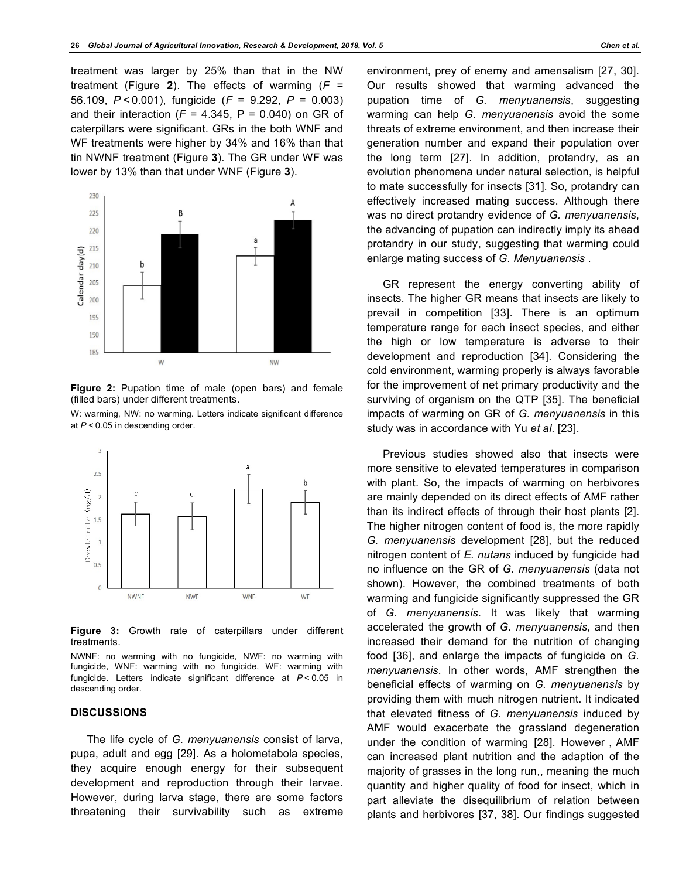treatment was larger by 25% than that in the NW treatment (Figure **2**). The effects of warming ($F$ = 56.109, $P < 0.001$), fungicide ($F$ = 9.292, $P$ = 0.003) and their interaction ($F$ = 4.345, P = 0.040) on GR of caterpillars were significant. GRs in the both WNF and WF treatments were higher by 34% and 16% than that tin NWNF treatment (Figure **3**). The GR under WF was lower by 13% than that under WNF (Figure **3**).

**Figure 2:** Pupation time of male (open bars) and female (filled bars) under different treatments.

W: warming, NW: no warming. Letters indicate significant difference at $P < 0.05$ in descending order.

**Figure 3:** Growth rate of caterpillars under different treatments.

NWNF: no warming with no fungicide, NWF: no warming with fungicide, WNF: warming with no fungicide, WF: warming with fungicide. Letters indicate significant difference at $P < 0.05$ in descending order.

## DISCUSSIONS

The life cycle of *G. menyuanensis* consist of larva, pupa, adult and egg [29]. As a holometabola species, they acquire enough energy for their subsequent development and reproduction through their larvae. However, during larva stage, there are some factors threatening their survivability such as extreme environment, prey of enemy and amensalism [27, 30]. Our results showed that warming advanced the pupation time of *G. menyuanensis*, suggesting warming can help *G. menyuanensis* avoid the some threats of extreme environment, and then increase their generation number and expand their population over the long term [27]. In addition, protandry, as an evolution phenomena under natural selection, is helpful to mate successfully for insects [31]. So, protandry can effectively increased mating success. Although there was no direct protandry evidence of *G. menyuanensis*, the advancing of pupation can indirectly imply its ahead protandry in our study, suggesting that warming could enlarge mating success of *G. Menyuanensis* .

GR represent the energy converting ability of insects. The higher GR means that insects are likely to prevail in competition [33]. There is an optimum temperature range for each insect species, and either the high or low temperature is adverse to their development and reproduction [34]. Considering the cold environment, warming properly is always favorable for the improvement of net primary productivity and the surviving of organism on the QTP [35]. The beneficial impacts of warming on GR of *G. menyuanensis* in this study was in accordance with Yu *et al*. [23].

Previous studies showed also that insects were more sensitive to elevated temperatures in comparison with plant. So, the impacts of warming on herbivores are mainly depended on its direct effects of AMF rather than its indirect effects of through their host plants [2]. The higher nitrogen content of food is, the more rapidly *G. menyuanensis* development [28], but the reduced nitrogen content of *E. nutans* induced by fungicide had no influence on the GR of *G. menyuanensis* (data not shown). However, the combined treatments of both warming and fungicide significantly suppressed the GR of *G. menyuanensis*. It was likely that warming accelerated the growth of *G. menyuanensis*, and then increased their demand for the nutrition of changing food [36], and enlarge the impacts of fungicide on *G. menyuanensis*. In other words, AMF strengthen the beneficial effects of warming on *G. menyuanensis* by providing them with much nitrogen nutrient. It indicated that elevated fitness of *G. menyuanensis* induced by AMF would exacerbate the grassland degeneration under the condition of warming [28]. However , AMF can increased plant nutrition and the adaption of the majority of grasses in the long run,, meaning the much quantity and higher quality of food for insect, which in part alleviate the disequilibrium of relation between plants and herbivores [37, 38]. Our findings suggested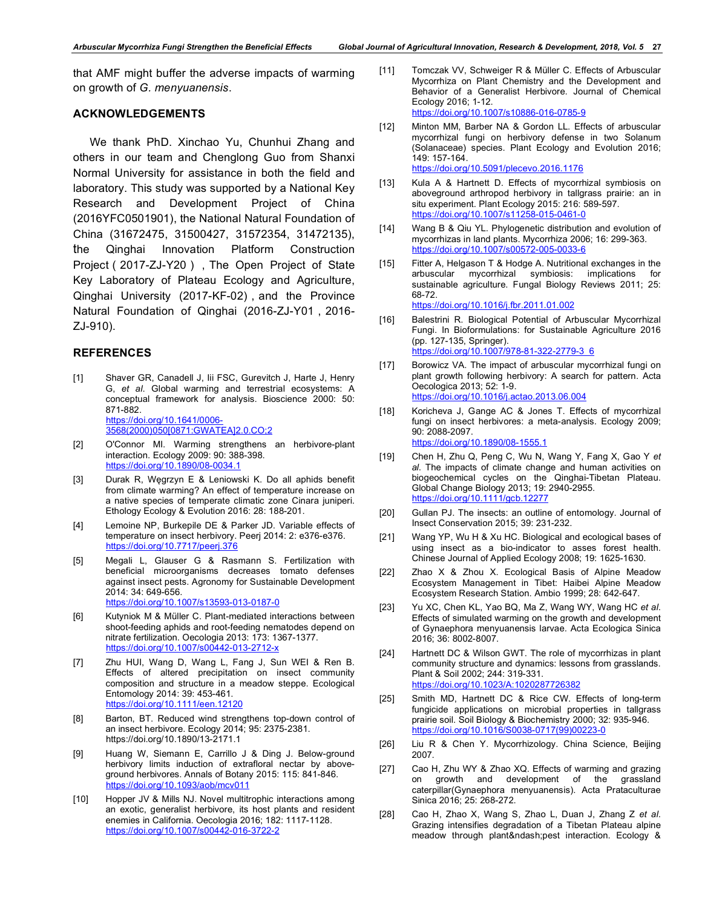that AMF might buffer the adverse impacts of warming on growth of *G. menyuanensis*.

## ACKNOWLEDGEMENTS

We thank PhD. Xinchao Yu, Chunhui Zhang and others in our team and Chenglong Guo from Shanxi Normal University for assistance in both the field and laboratory. This study was supported by a National Key Research and Development Project of China (2016YFC0501901), the National Natural Foundation of China (31672475, 31500427, 31572354, 31472135), the Qinghai Innovation Platform Construction Project ( 2017-ZJ-Y20 ) , The Open Project of State Key Laboratory of Plateau Ecology and Agriculture, Qinghai University (2017-KF-02) , and the Province Natural Foundation of Qinghai (2016-ZJ-Y01 , 2016-ZJ-910).

## REFERENCES

[1] Shaver GR, Canadell J, Iii FSC, Gurevitch J, Harte J, Henry G, *et al.* Global warming and terrestrial ecosystems: A conceptual framework for analysis. Bioscience 2000: 50: 871-882. https://doi.org/10.1641/0006-3568(2000)050[0871:GWATEA]2.0.CO;2

[2] O'Connor MI. Warming strengthens an herbivore-plant interaction. Ecology 2009: 90: 388-398. https://doi.org/10.1890/08-0034.1

[3] Durak R, Węgrzyn E & Leniowski K. Do all aphids benefit from climate warming? An effect of temperature increase on a native species of temperate climatic zone Cinara juniperi. Ethology Ecology & Evolution 2016: 28: 188-201.

[4] Lemoine NP, Burkepile DE & Parker JD. Variable effects of temperature on insect herbivory. Peerj 2014: 2: e376-e376. https://doi.org/10.7717/peerj.376

[5] Megali L, Glauser G & Rasmann S. Fertilization with beneficial microorganisms decreases tomato defenses against insect pests. Agronomy for Sustainable Development 2014: 34: 649-656. https://doi.org/10.1007/s13593-013-0187-0

[6] Kutyniok M & Müller C. Plant-mediated interactions between shoot-feeding aphids and root-feeding nematodes depend on nitrate fertilization. Oecologia 2013: 173: 1367-1377. https://doi.org/10.1007/s00442-013-2712-x

[7] Zhu HUI, Wang D, Wang L, Fang J, Sun WEI & Ren B. Effects of altered precipitation on insect community composition and structure in a meadow steppe. Ecological Entomology 2014: 39: 453-461. https://doi.org/10.1111/een.12120

[8] Barton, BT. Reduced wind strengthens top-down control of an insect herbivore. Ecology 2014; 95: 2375-2381. https://doi.org/10.1890/13-2171.1

[9] Huang W, Siemann E, Carrillo J & Ding J. Below-ground herbivory limits induction of extrafloral nectar by above-ground herbivores. Annals of Botany 2015: 115: 841-846. https://doi.org/10.1093/aob/mcv011

[10] Hopper JV & Mills NJ. Novel multitrophic interactions among an exotic, generalist herbivore, its host plants and resident enemies in California. Oecologia 2016; 182: 1117-1128. https://doi.org/10.1007/s00442-016-3722-2

[11] Tomczak VV, Schweiger R & Müller C. Effects of Arbuscular Mycorrhiza on Plant Chemistry and the Development and Behavior of a Generalist Herbivore. Journal of Chemical Ecology 2016; 1-12. https://doi.org/10.1007/s10886-016-0785-9

[12] Minton MM, Barber NA & Gordon LL. Effects of arbuscular mycorrhizal fungi on herbivory defense in two Solanum (Solanaceae) species. Plant Ecology and Evolution 2016; 149: 157-164. https://doi.org/10.5091/plecevo.2016.1176

[13] Kula A & Hartnett D. Effects of mycorrhizal symbiosis on aboveground arthropod herbivory in tallgrass prairie: an in situ experiment. Plant Ecology 2015: 216: 589-597. https://doi.org/10.1007/s11258-015-0461-0

[14] Wang B & Qiu YL. Phylogenetic distribution and evolution of mycorrhizas in land plants. Mycorrhiza 2006; 16: 299-363. https://doi.org/10.1007/s00572-005-0033-6

[15] Fitter A, Helgason T & Hodge A. Nutritional exchanges in the arbuscular mycorrhizal symbiosis: implications for sustainable agriculture. Fungal Biology Reviews 2011; 25: 68-72. https://doi.org/10.1016/j.fbr.2011.01.002

[16] Balestrini R. Biological Potential of Arbuscular Mycorrhizal Fungi. In Bioformulations: for Sustainable Agriculture 2016 (pp. 127-135, Springer). https://doi.org/10.1007/978-81-322-2779-3_6

[17] Borowicz VA. The impact of arbuscular mycorrhizal fungi on plant growth following herbivory: A search for pattern. Acta Oecologica 2013; 52: 1-9. https://doi.org/10.1016/j.actao.2013.06.004

[18] Koricheva J, Gange AC & Jones T. Effects of mycorrhizal fungi on insect herbivores: a meta-analysis. Ecology 2009; 90: 2088-2097. https://doi.org/10.1890/08-1555.1

[19] Chen H, Zhu Q, Peng C, Wu N, Wang Y, Fang X, Gao Y *et al.* The impacts of climate change and human activities on biogeochemical cycles on the Qinghai-Tibetan Plateau. Global Change Biology 2013; 19: 2940-2955. https://doi.org/10.1111/gcb.12277

[20] Gullan PJ. The insects: an outline of entomology. Journal of Insect Conservation 2015; 39: 231-232.

[21] Wang YP, Wu H & Xu HC. Biological and ecological bases of using insect as a bio-indicator to asses forest health. Chinese Journal of Applied Ecology 2008; 19: 1625-1630.

[22] Zhao X & Zhou X. Ecological Basis of Alpine Meadow Ecosystem Management in Tibet: Haibei Alpine Meadow Ecosystem Research Station. Ambio 1999; 28: 642-647.

[23] Yu XC, Chen KL, Yao BQ, Ma Z, Wang WY, Wang HC *et al*. Effects of simulated warming on the growth and development of Gynaephora menyuanensis larvae. Acta Ecologica Sinica 2016; 36: 8002-8007.

[24] Hartnett DC & Wilson GWT. The role of mycorrhizas in plant community structure and dynamics: lessons from grasslands. Plant & Soil 2002; 244: 319-331. https://doi.org/10.1023/A:1020287726382

[25] Smith MD, Hartnett DC & Rice CW. Effects of long-term fungicide applications on microbial properties in tallgrass prairie soil. Soil Biology & Biochemistry 2000; 32: 935-946. https://doi.org/10.1016/S0038-0717(99)00223-0

[26] Liu R & Chen Y. Mycorrhizology. China Science, Beijing 2007.

[27] Cao H, Zhu WY & Zhao XQ. Effects of warming and grazing on growth and development of the grassland caterpillar(Gynaephora menyuanensis). Acta Prataculturae Sinica 2016; 25: 268-272.

[28] Cao H, Zhao X, Wang S, Zhao L, Duan J, Zhang Z *et al.* Grazing intensifies degradation of a Tibetan Plateau alpine meadow through plant&ndash;pest interaction. Ecology &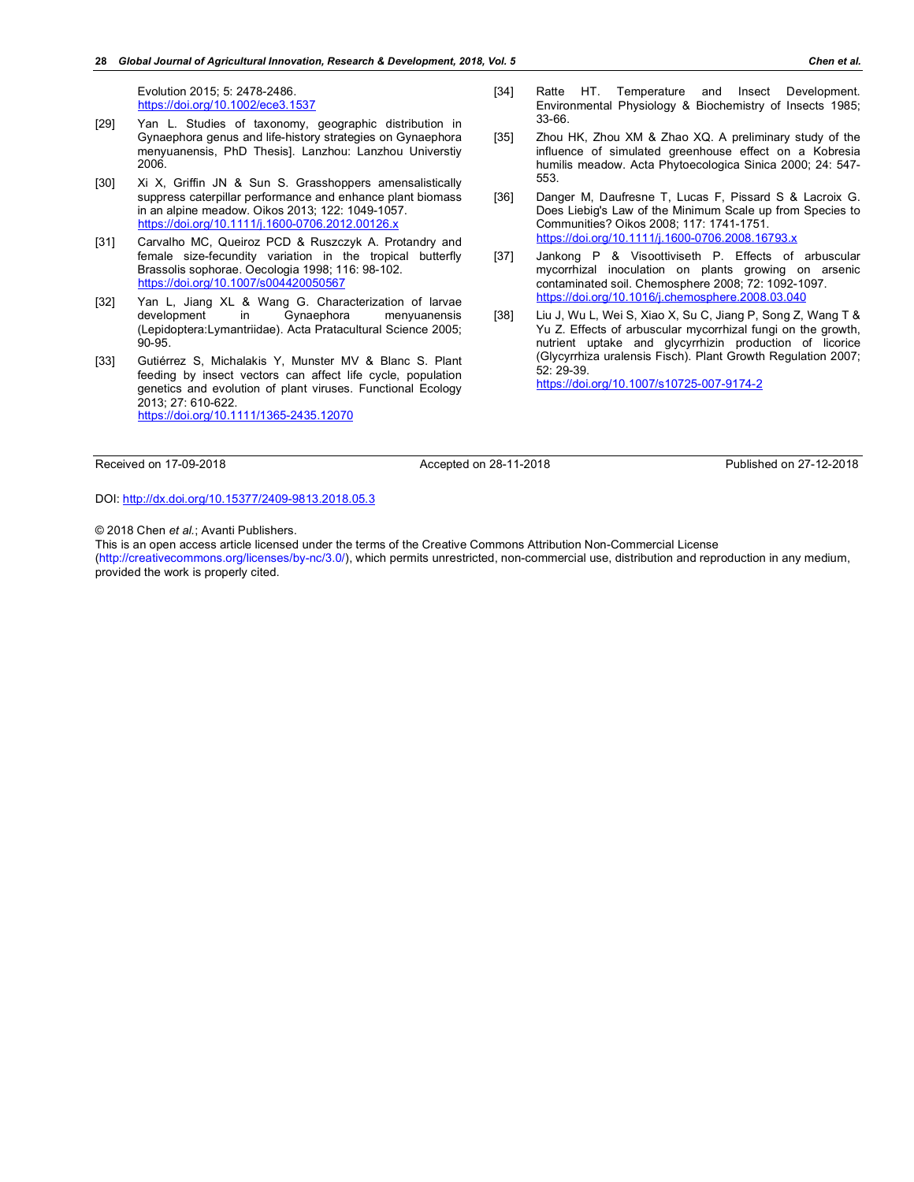Evolution 2015; 5: 2478-2486.
https://doi.org/10.1002/ece3.1537

[29] Yan L. Studies of taxonomy, geographic distribution in Gynaephora genus and life-history strategies on Gynaephora menyuanensis, PhD Thesis]. Lanzhou: Lanzhou Universtiy 2006.

[30] Xi X, Griffin JN & Sun S. Grasshoppers amensalistically suppress caterpillar performance and enhance plant biomass in an alpine meadow. Oikos 2013; 122: 1049-1057.
https://doi.org/10.1111/j.1600-0706.2012.00126.x

[31] Carvalho MC, Queiroz PCD & Ruszczyk A. Protandry and female size-fecundity variation in the tropical butterfly Brassolis sophorae. Oecologia 1998; 116: 98-102.
https://doi.org/10.1007/s004420050567

[32] Yan L, Jiang XL & Wang G. Characterization of larvae development in Gynaephora menyuanensis (Lepidoptera:Lymantriidae). Acta Pratacultural Science 2005; 90-95.

[33] Gutiérrez S, Michalakis Y, Munster MV & Blanc S. Plant feeding by insect vectors can affect life cycle, population genetics and evolution of plant viruses. Functional Ecology 2013; 27: 610-622.
https://doi.org/10.1111/1365-2435.12070

[34] Ratte HT. Temperature and Insect Development. Environmental Physiology & Biochemistry of Insects 1985; 33-66.

[35] Zhou HK, Zhou XM & Zhao XQ. A preliminary study of the influence of simulated greenhouse effect on a Kobresia humilis meadow. Acta Phytoecologica Sinica 2000; 24: 547-553.

[36] Danger M, Daufresne T, Lucas F, Pissard S & Lacroix G. Does Liebig's Law of the Minimum Scale up from Species to Communities? Oikos 2008; 117: 1741-1751.
https://doi.org/10.1111/j.1600-0706.2008.16793.x

[37] Jankong P & Visoottiviseth P. Effects of arbuscular mycorrhizal inoculation on plants growing on arsenic contaminated soil. Chemosphere 2008; 72: 1092-1097.
https://doi.org/10.1016/j.chemosphere.2008.03.040

[38] Liu J, Wu L, Wei S, Xiao X, Su C, Jiang P, Song Z, Wang T & Yu Z. Effects of arbuscular mycorrhizal fungi on the growth, nutrient uptake and glycyrrhizin production of licorice (Glycyrrhiza uralensis Fisch). Plant Growth Regulation 2007; 52: 29-39.
https://doi.org/10.1007/s10725-007-9174-2

Received on 17-09-2018 | Accepted on 28-11-2018 | Published on 27-12-2018

DOI: http://dx.doi.org/10.15377/2409-9813.2018.05.3

© 2018 Chen *et al.*; Avanti Publishers.

This is an open access article licensed under the terms of the Creative Commons Attribution Non-Commercial License (http://creativecommons.org/licenses/by-nc/3.0/), which permits unrestricted, non-commercial use, distribution and reproduction in any medium, provided the work is properly cited.